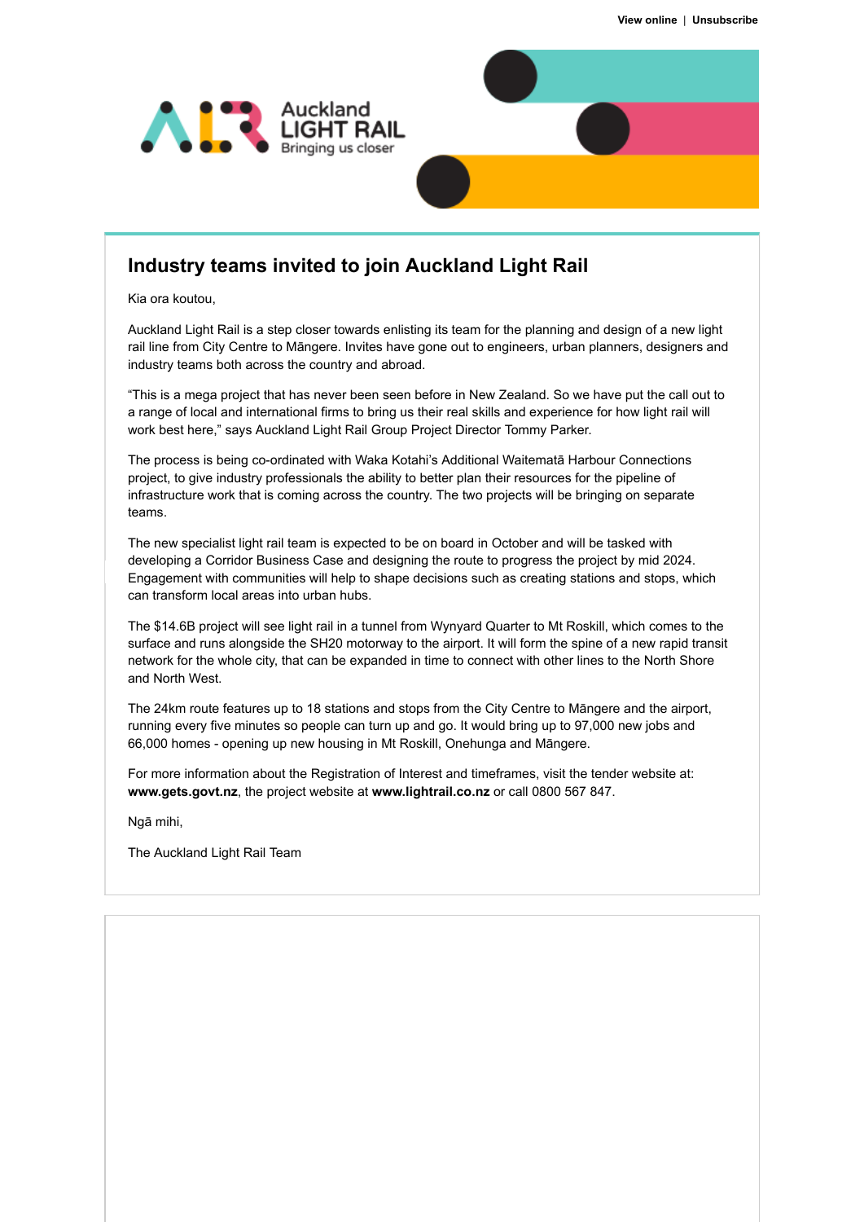View online | Unsubscribe

Auckland LIGHT RAIL
Bringing us closer

# Industry teams invited to join Auckland Light Rail

Kia ora koutou,

Auckland Light Rail is a step closer towards enlisting its team for the planning and design of a new light rail line from City Centre to Māngere. Invites have gone out to engineers, urban planners, designers and industry teams both across the country and abroad.

“This is a mega project that has never been seen before in New Zealand. So we have put the call out to a range of local and international firms to bring us their real skills and experience for how light rail will work best here,” says Auckland Light Rail Group Project Director Tommy Parker.

The process is being co-ordinated with Waka Kotahi’s Additional Waitematā Harbour Connections project, to give industry professionals the ability to better plan their resources for the pipeline of infrastructure work that is coming across the country. The two projects will be bringing on separate teams.

The new specialist light rail team is expected to be on board in October and will be tasked with developing a Corridor Business Case and designing the route to progress the project by mid 2024. Engagement with communities will help to shape decisions such as creating stations and stops, which can transform local areas into urban hubs.

The $14.6B project will see light rail in a tunnel from Wynyard Quarter to Mt Roskill, which comes to the surface and runs alongside the SH20 motorway to the airport. It will form the spine of a new rapid transit network for the whole city, that can be expanded in time to connect with other lines to the North Shore and North West.

The 24km route features up to 18 stations and stops from the City Centre to Māngere and the airport, running every five minutes so people can turn up and go. It would bring up to 97,000 new jobs and 66,000 homes - opening up new housing in Mt Roskill, Onehunga and Māngere.

For more information about the Registration of Interest and timeframes, visit the tender website at: **www.gets.govt.nz**, the project website at **www.lightrail.co.nz** or call 0800 567 847.

Ngā mihi,

The Auckland Light Rail Team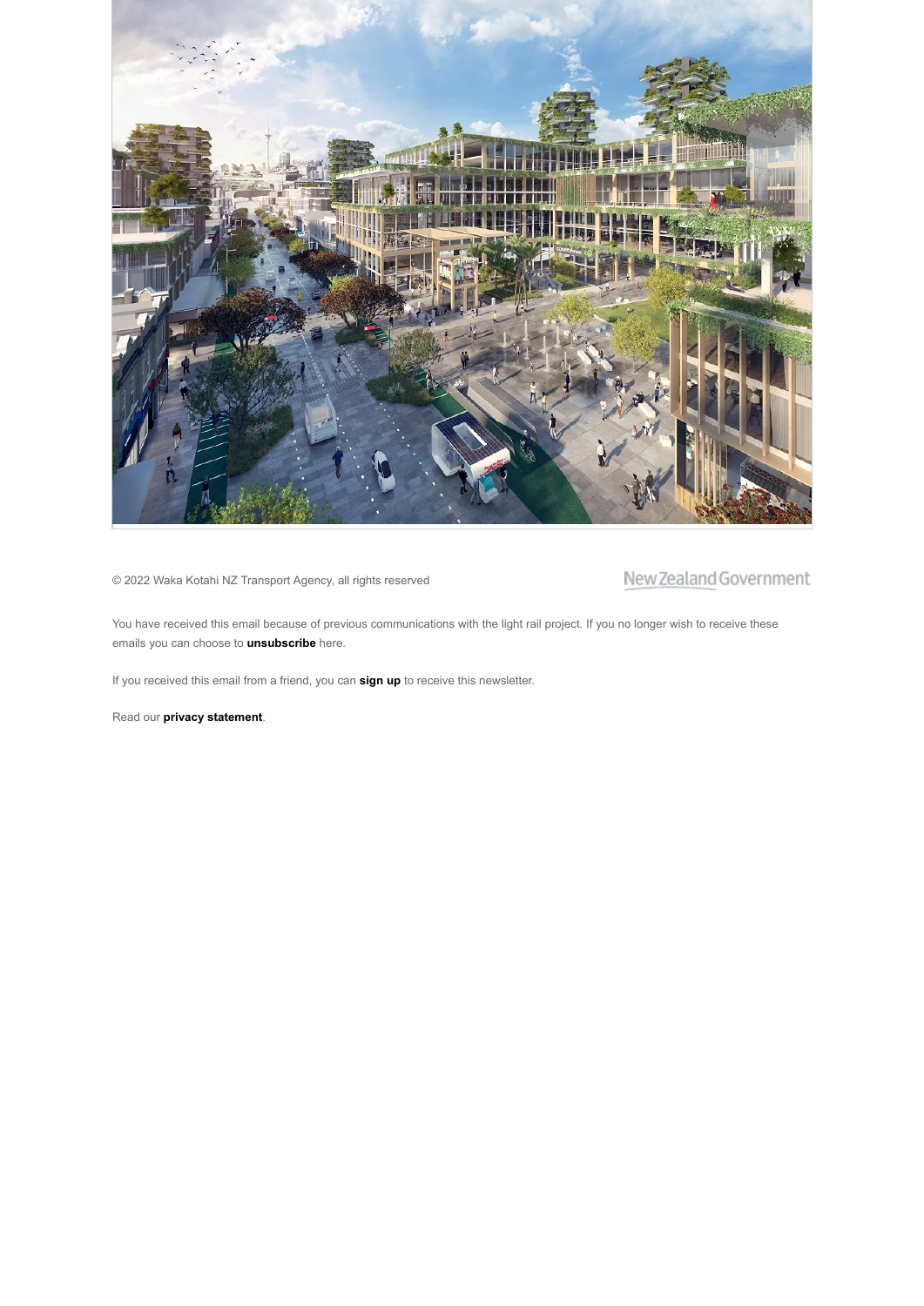© 2022 Waka Kotahi NZ Transport Agency, all rights reserved

New Zealand Government

You have received this email because of previous communications with the light rail project. If you no longer wish to receive these emails you can choose to **unsubscribe** here.

If you received this email from a friend, you can **sign up** to receive this newsletter.

Read our **privacy statement**.